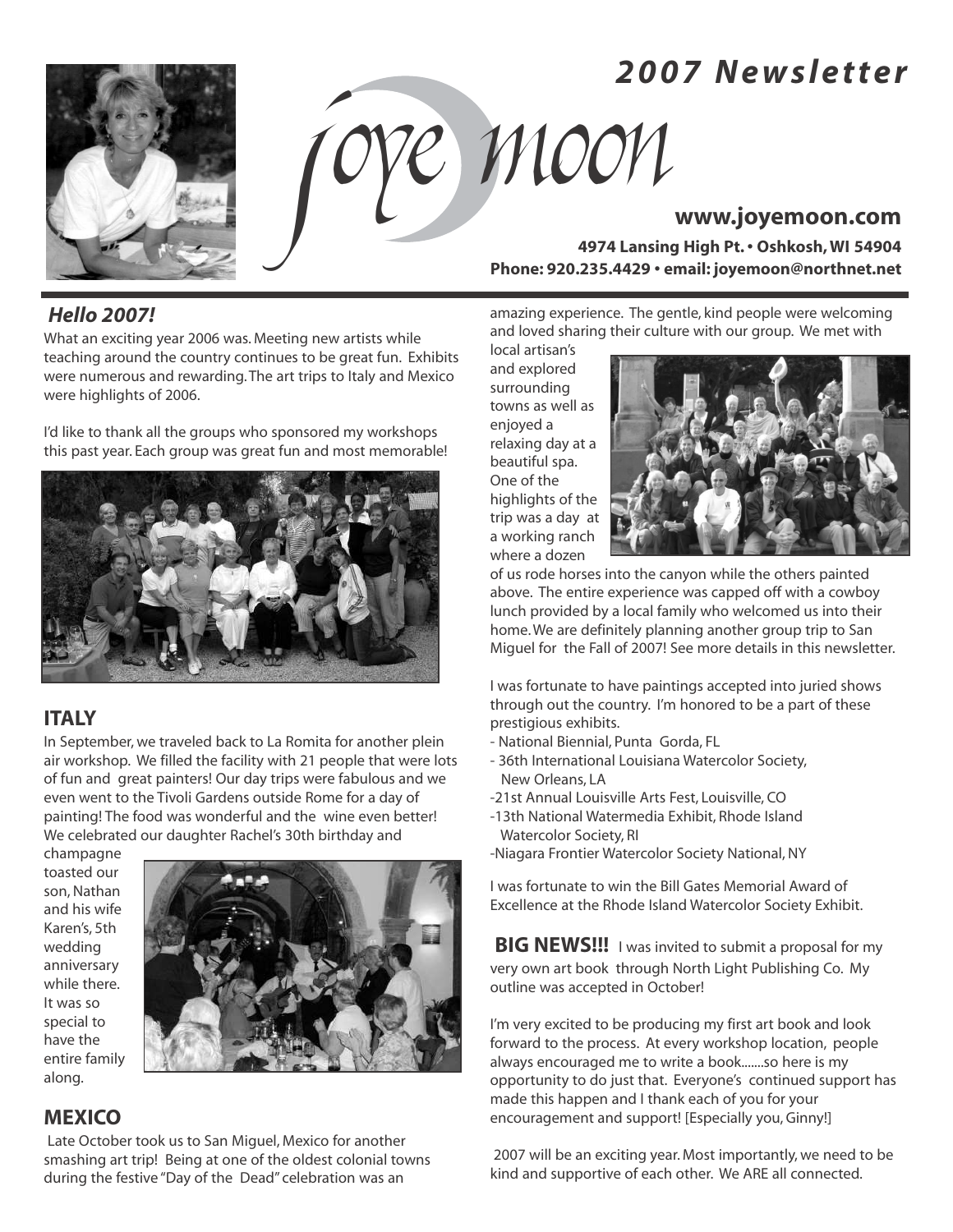# 2007 Newsletter

joye moon

**www.joyemoon.com**

**4974 Lansing High Pt. • Oshkosh, WI 54904**
**Phone: 920.235.4429 • email: joyemoon@northnet.net**

## *Hello 2007!*

What an exciting year 2006 was. Meeting new artists while teaching around the country continues to be great fun. Exhibits were numerous and rewarding. The art trips to Italy and Mexico were highlights of 2006.

I'd like to thank all the groups who sponsored my workshops this past year. Each group was great fun and most memorable!

## ITALY

In September, we traveled back to La Romita for another plein air workshop. We filled the facility with 21 people that were lots of fun and great painters! Our day trips were fabulous and we even went to the Tivoli Gardens outside Rome for a day of painting! The food was wonderful and the wine even better! We celebrated our daughter Rachel's 30th birthday and champagne toasted our son, Nathan and his wife Karen's, 5th wedding anniversary while there. It was so special to have the entire family along.

## MEXICO

Late October took us to San Miguel, Mexico for another smashing art trip! Being at one of the oldest colonial towns during the festive "Day of the Dead" celebration was an amazing experience. The gentle, kind people were welcoming and loved sharing their culture with our group. We met with local artisan's and explored surrounding towns as well as enjoyed a relaxing day at a beautiful spa. One of the highlights of the trip was a day at a working ranch where a dozen of us rode horses into the canyon while the others painted above. The entire experience was capped off with a cowboy lunch provided by a local family who welcomed us into their home. We are definitely planning another group trip to San Miguel for the Fall of 2007! See more details in this newsletter.

I was fortunate to have paintings accepted into juried shows through out the country. I'm honored to be a part of these prestigious exhibits.

- National Biennial, Punta Gorda, FL
- 36th International Louisiana Watercolor Society, New Orleans, LA
- 21st Annual Louisville Arts Fest, Louisville, CO
- 13th National Watermedia Exhibit, Rhode Island Watercolor Society, RI
- Niagara Frontier Watercolor Society National, NY

I was fortunate to win the Bill Gates Memorial Award of Excellence at the Rhode Island Watercolor Society Exhibit.

**BIG NEWS!!!** I was invited to submit a proposal for my very own art book through North Light Publishing Co. My outline was accepted in October!

I'm very excited to be producing my first art book and look forward to the process. At every workshop location, people always encouraged me to write a book.......so here is my opportunity to do just that. Everyone's continued support has made this happen and I thank each of you for your encouragement and support! [Especially you, Ginny!]

2007 will be an exciting year. Most importantly, we need to be kind and supportive of each other. We ARE all connected.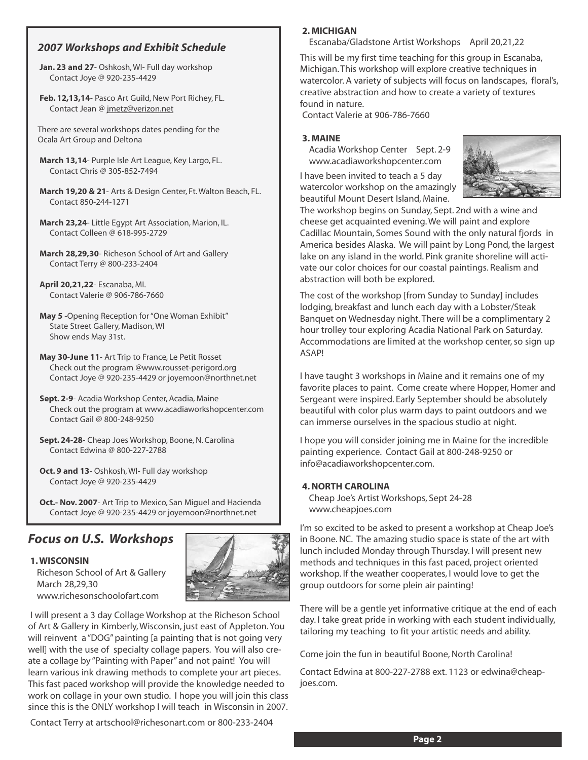## *2007 Workshops and Exhibit Schedule*

**Jan. 23 and 27**- Oshkosh, WI- Full day workshop
Contact Joye @ 920-235-4429

**Feb. 12,13,14**- Pasco Art Guild, New Port Richey, FL.
Contact Jean @ jmetz@verizon.net

There are several workshops dates pending for the Ocala Art Group and Deltona

**March 13,14**- Purple Isle Art League, Key Largo, FL.
Contact Chris @ 305-852-7494

**March 19,20 & 21**- Arts & Design Center, Ft. Walton Beach, FL.
Contact 850-244-1271

**March 23,24**- Little Egypt Art Association, Marion, IL.
Contact Colleen @ 618-995-2729

**March 28,29,30**- Richeson School of Art and Gallery
Contact Terry @ 800-233-2404

**April 20,21,22**- Escanaba, MI.
Contact Valerie @ 906-786-7660

**May 5** -Opening Reception for "One Woman Exhibit"
State Street Gallery, Madison, WI
Show ends May 31st.

**May 30-June 11**- Art Trip to France, Le Petit Rosset
Check out the program @www.rousset-perigord.org
Contact Joye @ 920-235-4429 or joyemoon@northnet.net

**Sept. 2-9**- Acadia Workshop Center, Acadia, Maine
Check out the program at www.acadiaworkshopcenter.com
Contact Gail @ 800-248-9250

**Sept. 24-28**- Cheap Joes Workshop, Boone, N. Carolina
Contact Edwina @ 800-227-2788

**Oct. 9 and 13**- Oshkosh, WI- Full day workshop
Contact Joye @ 920-235-4429

**Oct.- Nov. 2007**- Art Trip to Mexico, San Miguel and Hacienda
Contact Joye @ 920-235-4429 or joyemoon@northnet.net

## *Focus on U.S. Workshops*

### 1. WISCONSIN

Richeson School of Art & Gallery
March 28,29,30
www.richesonschoolofart.com

I will present a 3 day Collage Workshop at the Richeson School of Art & Gallery in Kimberly, Wisconsin, just east of Appleton. You will reinvent a "DOG" painting [a painting that is not going very well] with the use of specialty collage papers. You will also create a collage by "Painting with Paper" and not paint! You will learn various ink drawing methods to complete your art pieces. This fast paced workshop will provide the knowledge needed to work on collage in your own studio. I hope you will join this class since this is the ONLY workshop I will teach in Wisconsin in 2007.

Contact Terry at artschool@richesonart.com or 800-233-2404

### 2. MICHIGAN

Escanaba/Gladstone Artist Workshops April 20,21,22

This will be my first time teaching for this group in Escanaba, Michigan. This workshop will explore creative techniques in watercolor. A variety of subjects will focus on landscapes, floral's, creative abstraction and how to create a variety of textures found in nature.
Contact Valerie at 906-786-7660

### 3. MAINE

Acadia Workshop Center Sept. 2-9
www.acadiaworkshopcenter.com

I have been invited to teach a 5 day watercolor workshop on the amazingly beautiful Mount Desert Island, Maine. The workshop begins on Sunday, Sept. 2nd with a wine and cheese get acquainted evening. We will paint and explore Cadillac Mountain, Somes Sound with the only natural fjords in America besides Alaska. We will paint by Long Pond, the largest lake on any island in the world. Pink granite shoreline will activate our color choices for our coastal paintings. Realism and abstraction will both be explored.

The cost of the workshop [from Sunday to Sunday] includes lodging, breakfast and lunch each day with a Lobster/Steak Banquet on Wednesday night. There will be a complimentary 2 hour trolley tour exploring Acadia National Park on Saturday. Accommodations are limited at the workshop center, so sign up ASAP!

I have taught 3 workshops in Maine and it remains one of my favorite places to paint. Come create where Hopper, Homer and Sergeant were inspired. Early September should be absolutely beautiful with color plus warm days to paint outdoors and we can immerse ourselves in the spacious studio at night.

I hope you will consider joining me in Maine for the incredible painting experience. Contact Gail at 800-248-9250 or info@acadiaworkshopcenter.com.

### 4. NORTH CAROLINA

Cheap Joe's Artist Workshops, Sept 24-28
www.cheapjoes.com

I'm so excited to be asked to present a workshop at Cheap Joe's in Boone. NC. The amazing studio space is state of the art with lunch included Monday through Thursday. I will present new methods and techniques in this fast paced, project oriented workshop. If the weather cooperates, I would love to get the group outdoors for some plein air painting!

There will be a gentle yet informative critique at the end of each day. I take great pride in working with each student individually, tailoring my teaching to fit your artistic needs and ability.

Come join the fun in beautiful Boone, North Carolina!

Contact Edwina at 800-227-2788 ext. 1123 or edwina@cheapjoes.com.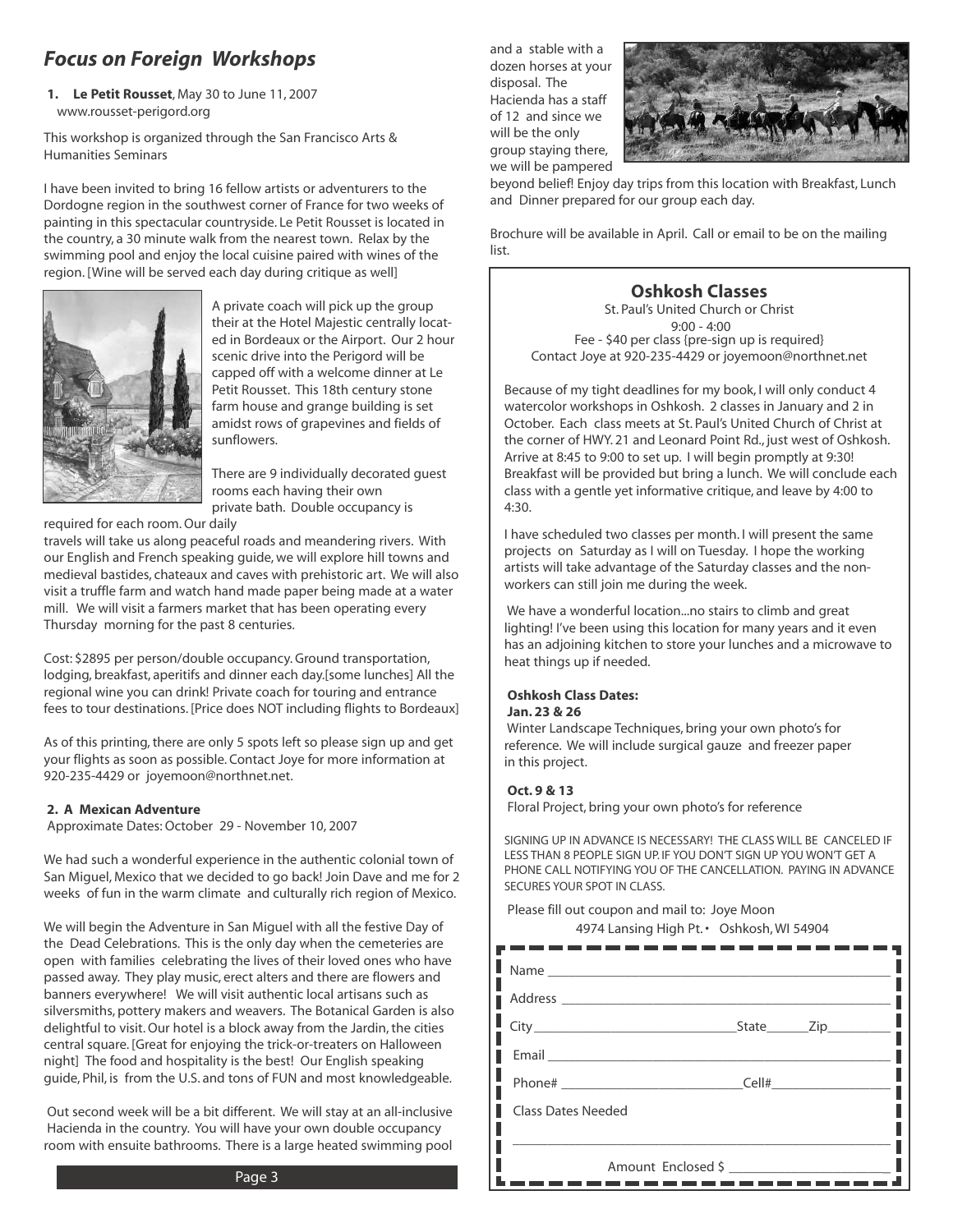## *Focus on Foreign Workshops*

**1. Le Petit Rousset**, May 30 to June 11, 2007
www.rousset-perigord.org

This workshop is organized through the San Francisco Arts & Humanities Seminars

I have been invited to bring 16 fellow artists or adventurers to the Dordogne region in the southwest corner of France for two weeks of painting in this spectacular countryside. Le Petit Rousset is located in the country, a 30 minute walk from the nearest town. Relax by the swimming pool and enjoy the local cuisine paired with wines of the region. [Wine will be served each day during critique as well]

A private coach will pick up the group their at the Hotel Majestic centrally located in Bordeaux or the Airport. Our 2 hour scenic drive into the Perigord will be capped off with a welcome dinner at Le Petit Rousset. This 18th century stone farm house and grange building is set amidst rows of grapevines and fields of sunflowers.

There are 9 individually decorated guest rooms each having their own private bath. Double occupancy is required for each room. Our daily travels will take us along peaceful roads and meandering rivers. With our English and French speaking guide, we will explore hill towns and medieval bastides, chateaux and caves with prehistoric art. We will also visit a truffle farm and watch hand made paper being made at a water mill. We will visit a farmers market that has been operating every Thursday morning for the past 8 centuries.

Cost: $2895 per person/double occupancy. Ground transportation, lodging, breakfast, aperitifs and dinner each day.[some lunches] All the regional wine you can drink! Private coach for touring and entrance fees to tour destinations. [Price does NOT including flights to Bordeaux]

As of this printing, there are only 5 spots left so please sign up and get your flights as soon as possible. Contact Joye for more information at 920-235-4429 or joyemoon@northnet.net.

**2. A Mexican Adventure**
Approximate Dates: October 29 - November 10, 2007

We had such a wonderful experience in the authentic colonial town of San Miguel, Mexico that we decided to go back! Join Dave and me for 2 weeks of fun in the warm climate and culturally rich region of Mexico.

We will begin the Adventure in San Miguel with all the festive Day of the Dead Celebrations. This is the only day when the cemeteries are open with families celebrating the lives of their loved ones who have passed away. They play music, erect alters and there are flowers and banners everywhere! We will visit authentic local artisans such as silversmiths, pottery makers and weavers. The Botanical Garden is also delightful to visit. Our hotel is a block away from the Jardin, the cities central square. [Great for enjoying the trick-or-treaters on Halloween night] The food and hospitality is the best! Our English speaking guide, Phil, is from the U.S. and tons of FUN and most knowledgeable.

Out second week will be a bit different. We will stay at an all-inclusive Hacienda in the country. You will have your own double occupancy room with ensuite bathrooms. There is a large heated swimming pool and a stable with a dozen horses at your disposal. The Hacienda has a staff of 12 and since we will be the only group staying there, we will be pampered beyond belief! Enjoy day trips from this location with Breakfast, Lunch and Dinner prepared for our group each day.

Brochure will be available in April. Call or email to be on the mailing list.

## Oshkosh Classes

St. Paul's United Church or Christ
9:00 - 4:00
Fee - $40 per class {pre-sign up is required}
Contact Joye at 920-235-4429 or joyemoon@northnet.net

Because of my tight deadlines for my book, I will only conduct 4 watercolor workshops in Oshkosh. 2 classes in January and 2 in October. Each class meets at St. Paul's United Church of Christ at the corner of HWY. 21 and Leonard Point Rd., just west of Oshkosh. Arrive at 8:45 to 9:00 to set up. I will begin promptly at 9:30! Breakfast will be provided but bring a lunch. We will conclude each class with a gentle yet informative critique, and leave by 4:00 to 4:30.

I have scheduled two classes per month. I will present the same projects on Saturday as I will on Tuesday. I hope the working artists will take advantage of the Saturday classes and the non-workers can still join me during the week.

We have a wonderful location...no stairs to climb and great lighting! I've been using this location for many years and it even has an adjoining kitchen to store your lunches and a microwave to heat things up if needed.

**Oshkosh Class Dates:**

**Jan. 23 & 26**
Winter Landscape Techniques, bring your own photo's for reference. We will include surgical gauze and freezer paper in this project.

**Oct. 9 & 13**
Floral Project, bring your own photo's for reference

SIGNING UP IN ADVANCE IS NECESSARY! THE CLASS WILL BE CANCELED IF LESS THAN 8 PEOPLE SIGN UP. IF YOU DON'T SIGN UP YOU WON'T GET A PHONE CALL NOTIFYING YOU OF THE CANCELLATION. PAYING IN ADVANCE SECURES YOUR SPOT IN CLASS.

Please fill out coupon and mail to: Joye Moon
4974 Lansing High Pt. • Oshkosh, WI 54904

Name ____________________

Address ____________________

City ____________ State ______ Zip ________

Email ____________________

Phone# ____________ Cell# ____________

Class Dates Needed

____________________

Amount Enclosed $ ____________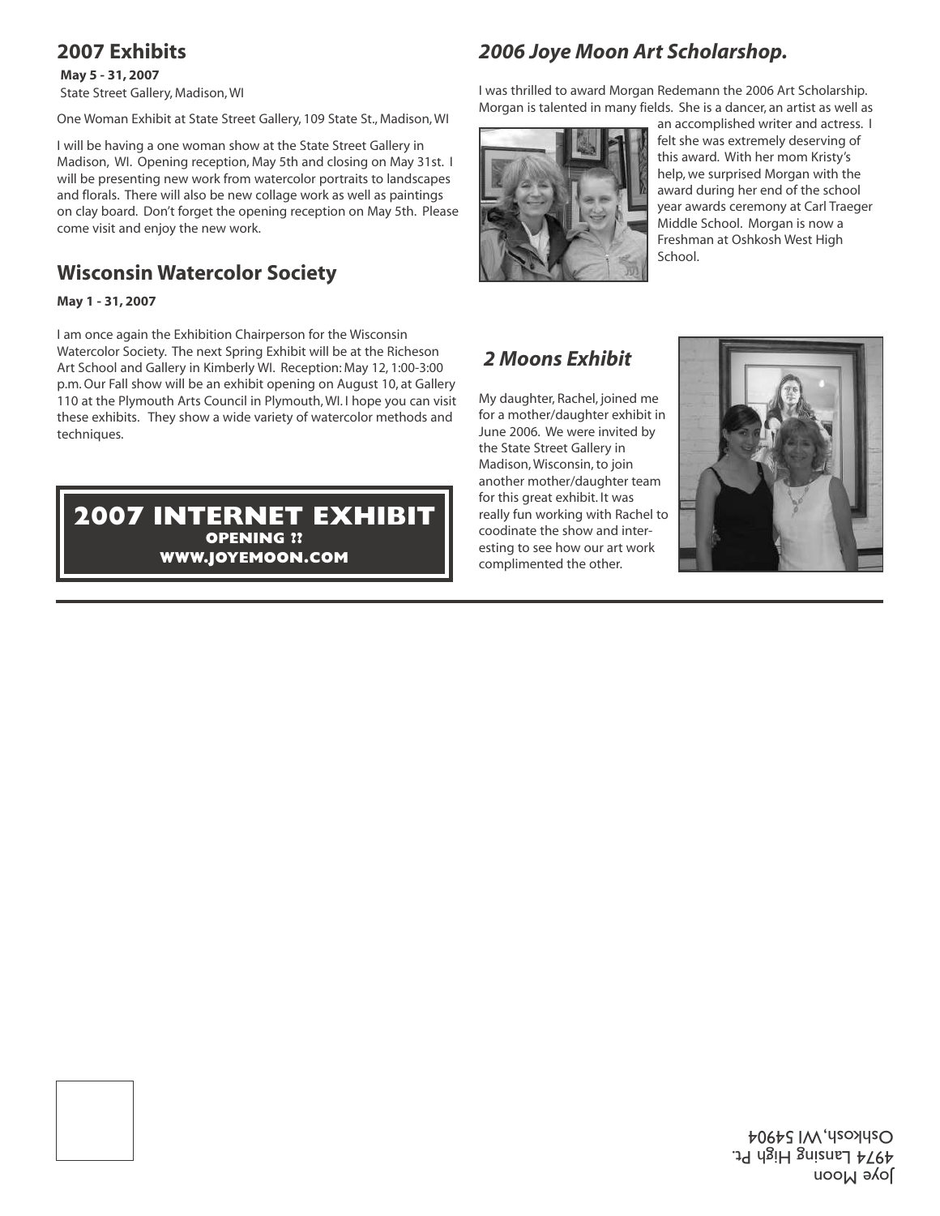## 2007 Exhibits

**May 5 - 31, 2007**
State Street Gallery, Madison, WI

One Woman Exhibit at State Street Gallery, 109 State St., Madison, WI

I will be having a one woman show at the State Street Gallery in Madison, WI. Opening reception, May 5th and closing on May 31st. I will be presenting new work from watercolor portraits to landscapes and florals. There will also be new collage work as well as paintings on clay board. Don't forget the opening reception on May 5th. Please come visit and enjoy the new work.

## Wisconsin Watercolor Society

**May 1 - 31, 2007**

I am once again the Exhibition Chairperson for the Wisconsin Watercolor Society. The next Spring Exhibit will be at the Richeson Art School and Gallery in Kimberly WI. Reception: May 12, 1:00-3:00 p.m. Our Fall show will be an exhibit opening on August 10, at Gallery 110 at the Plymouth Arts Council in Plymouth, WI. I hope you can visit these exhibits. They show a wide variety of watercolor methods and techniques.

**2007 INTERNET EXHIBIT**
**OPENING ??**
**WWW.JOYEMOON.COM**

## *2006 Joye Moon Art Scholarshop.*

I was thrilled to award Morgan Redemann the 2006 Art Scholarship. Morgan is talented in many fields. She is a dancer, an artist as well as an accomplished writer and actress. I felt she was extremely deserving of this award. With her mom Kristy's help, we surprised Morgan with the award during her end of the school year awards ceremony at Carl Traeger Middle School. Morgan is now a Freshman at Oshkosh West High School.

## *2 Moons Exhibit*

My daughter, Rachel, joined me for a mother/daughter exhibit in June 2006. We were invited by the State Street Gallery in Madison, Wisconsin, to join another mother/daughter team for this great exhibit. It was really fun working with Rachel to coodinate the show and interesting to see how our art work complimented the other.

Joye Moon
4974 Lansing High Pt.
Oshkosh, WI 54904